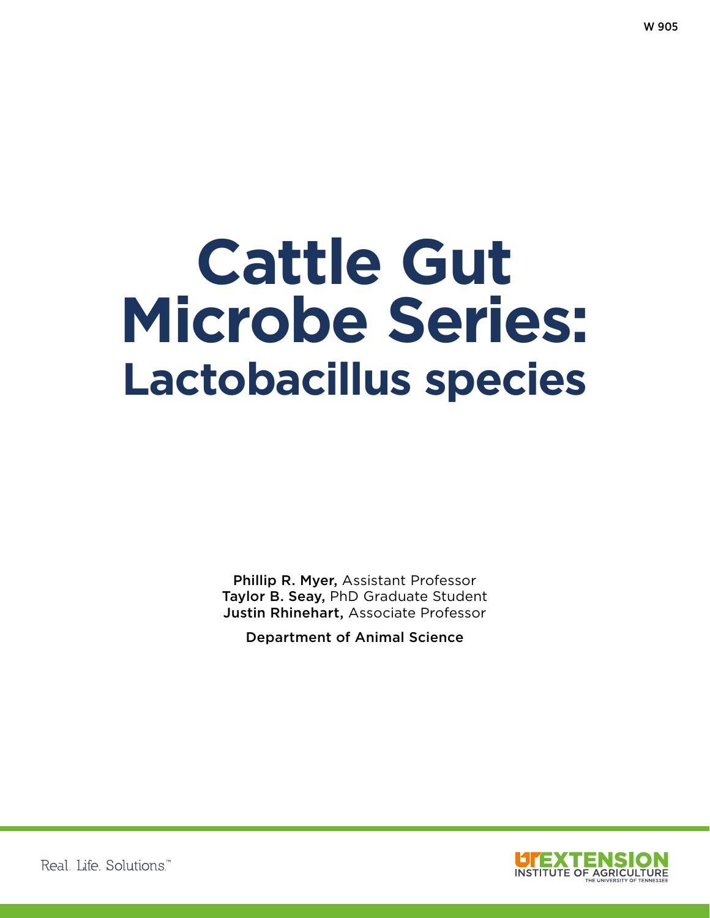W 905

# Cattle Gut Microbe Series: Lactobacillus species

**Phillip R. Myer,** Assistant Professor
**Taylor B. Seay,** PhD Graduate Student
**Justin Rhinehart,** Associate Professor

Department of Animal Science

Real. Life. Solutions.™

UT EXTENSION
INSTITUTE OF AGRICULTURE
THE UNIVERSITY OF TENNESSEE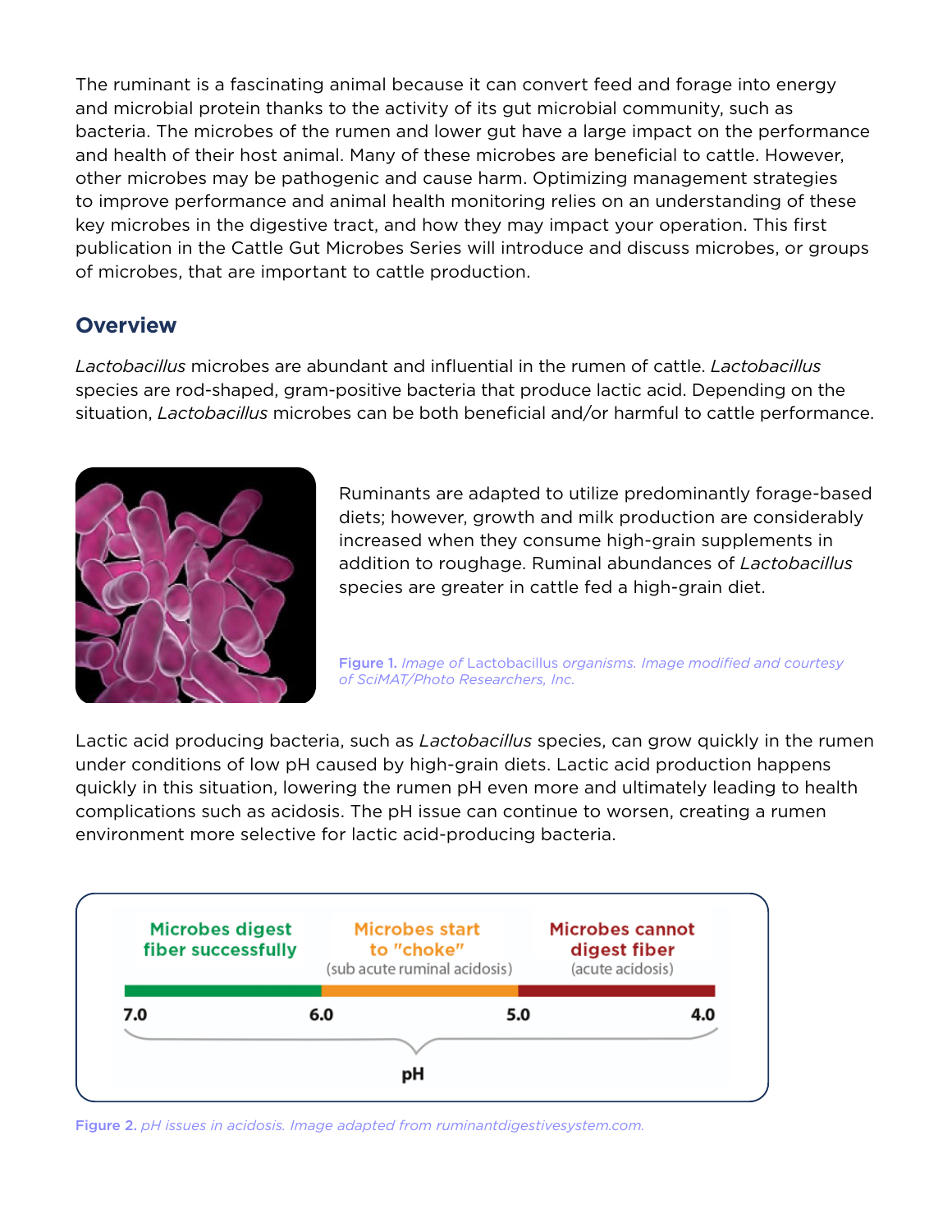The ruminant is a fascinating animal because it can convert feed and forage into energy and microbial protein thanks to the activity of its gut microbial community, such as bacteria. The microbes of the rumen and lower gut have a large impact on the performance and health of their host animal. Many of these microbes are beneficial to cattle. However, other microbes may be pathogenic and cause harm. Optimizing management strategies to improve performance and animal health monitoring relies on an understanding of these key microbes in the digestive tract, and how they may impact your operation. This first publication in the Cattle Gut Microbes Series will introduce and discuss microbes, or groups of microbes, that are important to cattle production.

## Overview

*Lactobacillus* microbes are abundant and influential in the rumen of cattle. *Lactobacillus* species are rod-shaped, gram-positive bacteria that produce lactic acid. Depending on the situation, *Lactobacillus* microbes can be both beneficial and/or harmful to cattle performance.

Ruminants are adapted to utilize predominantly forage-based diets; however, growth and milk production are considerably increased when they consume high-grain supplements in addition to roughage. Ruminal abundances of *Lactobacillus* species are greater in cattle fed a high-grain diet.

**Figure 1.** *Image of* Lactobacillus *organisms. Image modified and courtesy of SciMAT/Photo Researchers, Inc.*

Lactic acid producing bacteria, such as *Lactobacillus* species, can grow quickly in the rumen under conditions of low pH caused by high-grain diets. Lactic acid production happens quickly in this situation, lowering the rumen pH even more and ultimately leading to health complications such as acidosis. The pH issue can continue to worsen, creating a rumen environment more selective for lactic acid-producing bacteria.

| Microbes digest fiber successfully | Microbes start to "choke" (sub acute ruminal acidosis) | Microbes cannot digest fiber (acute acidosis) |
|---|---|---|
| 7.0 – 6.0 | 6.0 – 5.0 | 5.0 – 4.0 |

pH

**Figure 2.** *pH issues in acidosis. Image adapted from ruminantdigestivesystem.com.*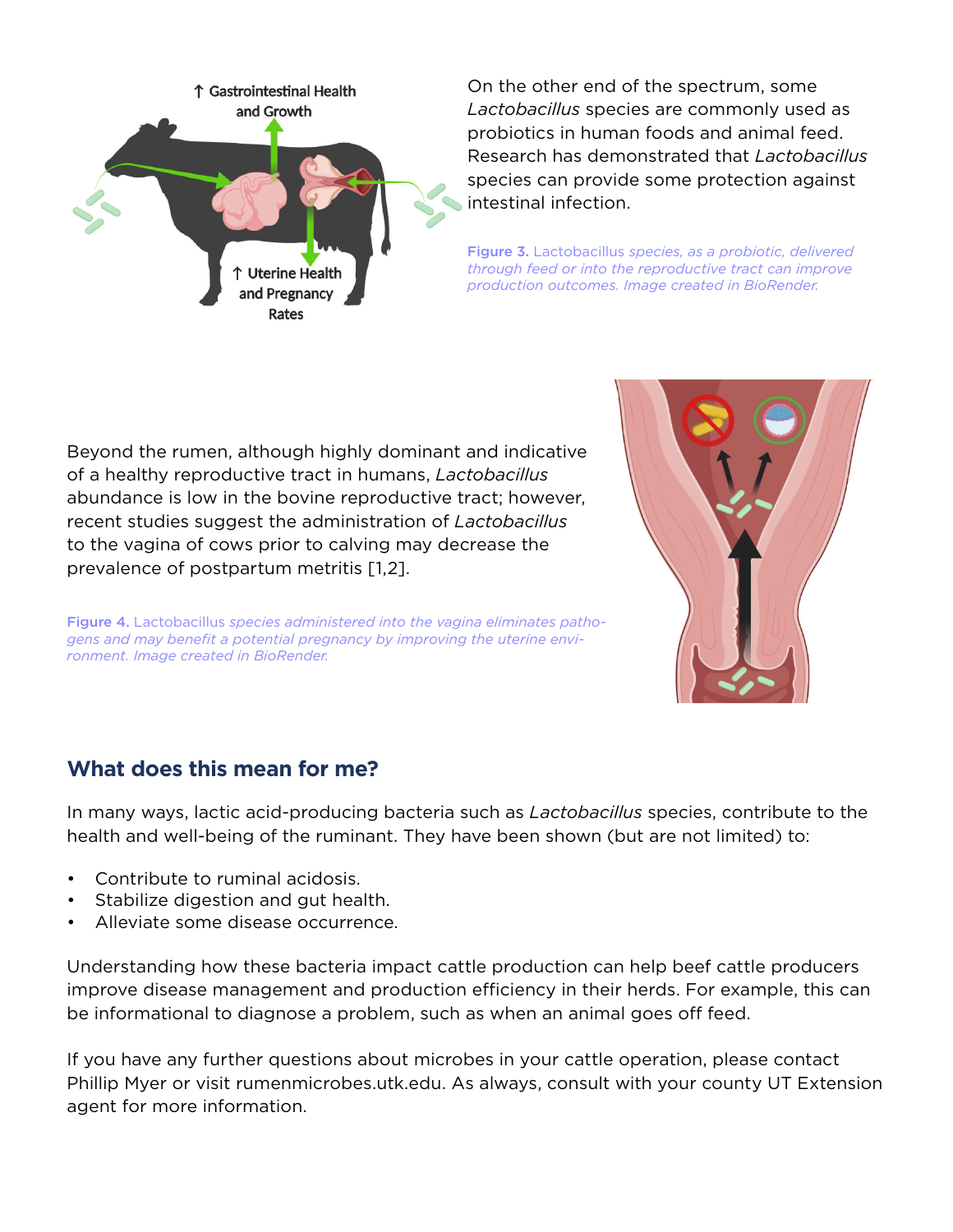On the other end of the spectrum, some *Lactobacillus* species are commonly used as probiotics in human foods and animal feed. Research has demonstrated that *Lactobacillus* species can provide some protection against intestinal infection.

**Figure 3.** Lactobacillus *species, as a probiotic, delivered through feed or into the reproductive tract can improve production outcomes. Image created in BioRender.*

Beyond the rumen, although highly dominant and indicative of a healthy reproductive tract in humans, *Lactobacillus* abundance is low in the bovine reproductive tract; however, recent studies suggest the administration of *Lactobacillus* to the vagina of cows prior to calving may decrease the prevalence of postpartum metritis [1,2].

**Figure 4.** Lactobacillus *species administered into the vagina eliminates pathogens and may benefit a potential pregnancy by improving the uterine environment. Image created in BioRender.*

## What does this mean for me?

In many ways, lactic acid-producing bacteria such as *Lactobacillus* species, contribute to the health and well-being of the ruminant. They have been shown (but are not limited) to:

- Contribute to ruminal acidosis.
- Stabilize digestion and gut health.
- Alleviate some disease occurrence.

Understanding how these bacteria impact cattle production can help beef cattle producers improve disease management and production efficiency in their herds. For example, this can be informational to diagnose a problem, such as when an animal goes off feed.

If you have any further questions about microbes in your cattle operation, please contact Phillip Myer or visit rumenmicrobes.utk.edu. As always, consult with your county UT Extension agent for more information.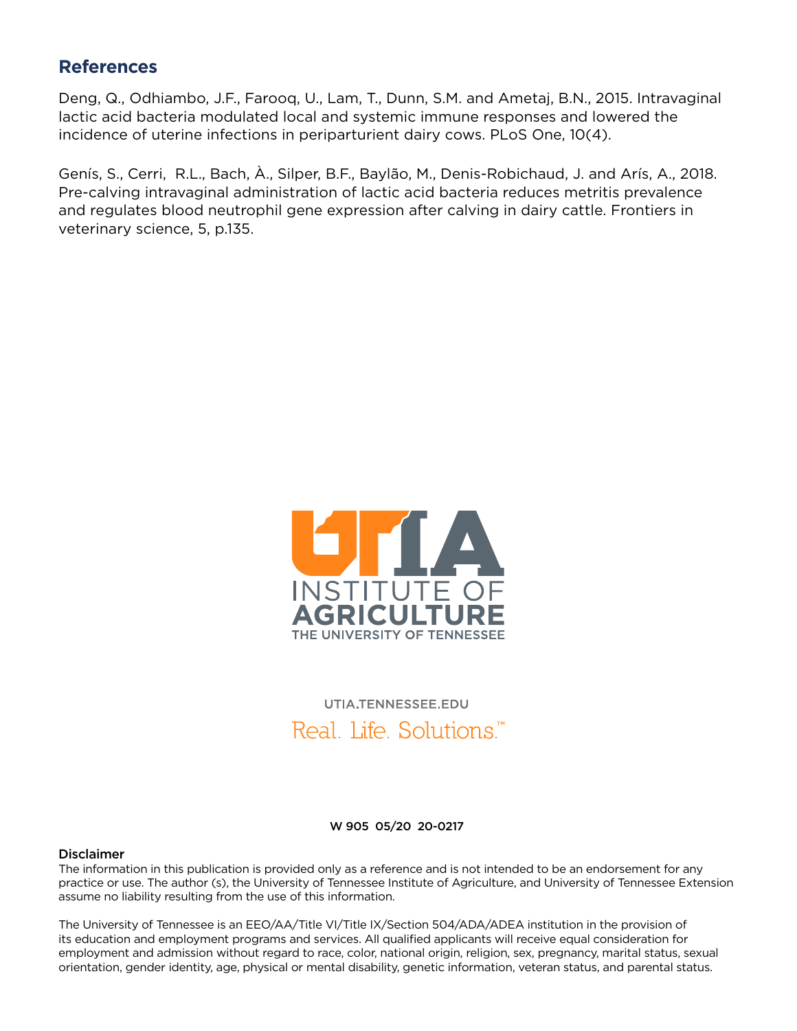## References

Deng, Q., Odhiambo, J.F., Farooq, U., Lam, T., Dunn, S.M. and Ametaj, B.N., 2015. Intravaginal lactic acid bacteria modulated local and systemic immune responses and lowered the incidence of uterine infections in periparturient dairy cows. PLoS One, 10(4).

Genís, S., Cerri, R.L., Bach, À., Silper, B.F., Baylão, M., Denis-Robichaud, J. and Arís, A., 2018. Pre-calving intravaginal administration of lactic acid bacteria reduces metritis prevalence and regulates blood neutrophil gene expression after calving in dairy cattle. Frontiers in veterinary science, 5, p.135.

UTIA
INSTITUTE OF
AGRICULTURE
THE UNIVERSITY OF TENNESSEE

UTIA.TENNESSEE.EDU
Real. Life. Solutions.™

W 905 05/20 20-0217

**Disclaimer**
The information in this publication is provided only as a reference and is not intended to be an endorsement for any practice or use. The author (s), the University of Tennessee Institute of Agriculture, and University of Tennessee Extension assume no liability resulting from the use of this information.

The University of Tennessee is an EEO/AA/Title VI/Title IX/Section 504/ADA/ADEA institution in the provision of its education and employment programs and services. All qualified applicants will receive equal consideration for employment and admission without regard to race, color, national origin, religion, sex, pregnancy, marital status, sexual orientation, gender identity, age, physical or mental disability, genetic information, veteran status, and parental status.